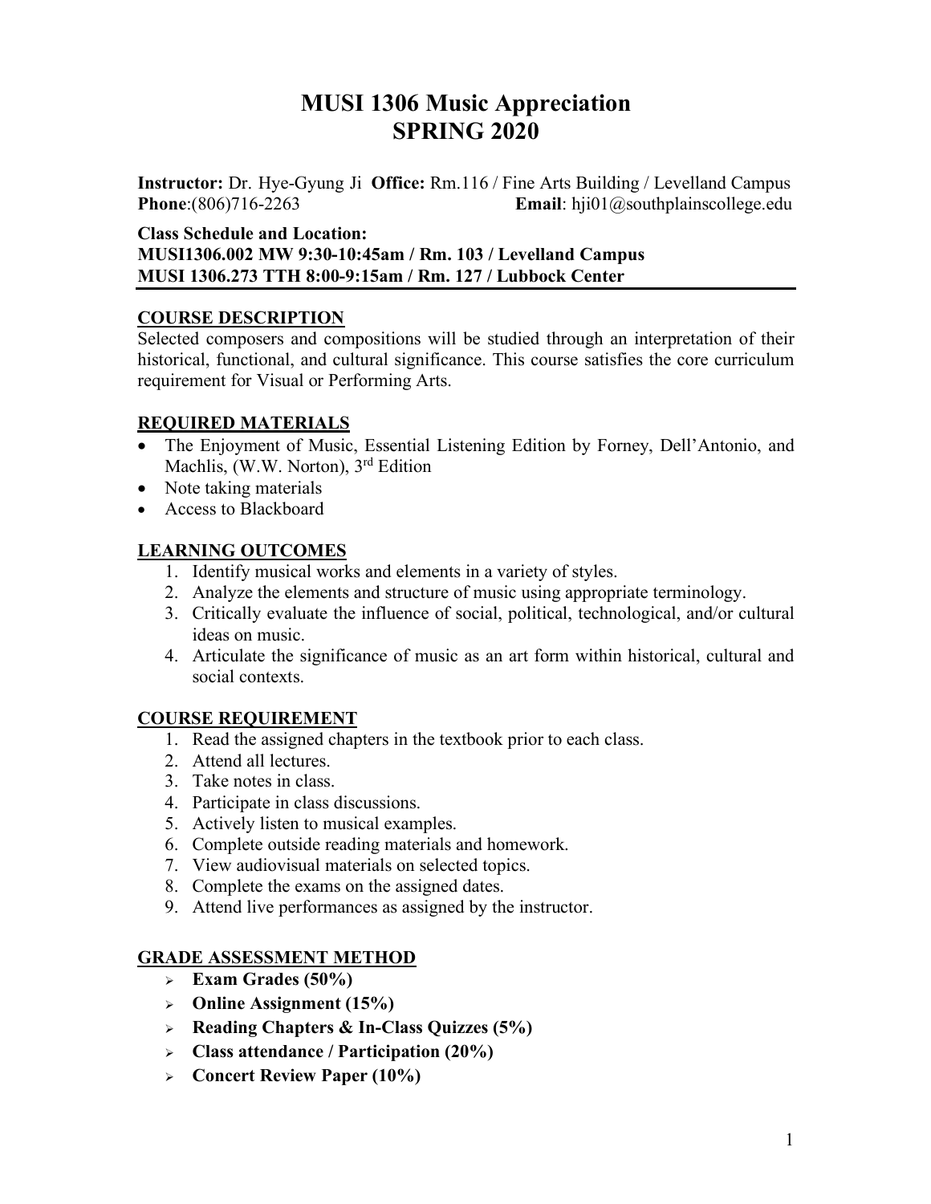# MUSI 1306 Music Appreciation
# SPRING 2020

**Instructor:** Dr. Hye-Gyung Ji **Office:** Rm.116 / Fine Arts Building / Levelland Campus
**Phone**:(806)716-2263 **Email**: hji01@southplainscollege.edu

**Class Schedule and Location:**
**MUSI1306.002 MW 9:30-10:45am / Rm. 103 / Levelland Campus**
**MUSI 1306.273 TTH 8:00-9:15am / Rm. 127 / Lubbock Center**

## COURSE DESCRIPTION

Selected composers and compositions will be studied through an interpretation of their historical, functional, and cultural significance. This course satisfies the core curriculum requirement for Visual or Performing Arts.

## REQUIRED MATERIALS

- The Enjoyment of Music, Essential Listening Edition by Forney, Dell'Antonio, and Machlis, (W.W. Norton), 3rd Edition
- Note taking materials
- Access to Blackboard

## LEARNING OUTCOMES

1. Identify musical works and elements in a variety of styles.
2. Analyze the elements and structure of music using appropriate terminology.
3. Critically evaluate the influence of social, political, technological, and/or cultural ideas on music.
4. Articulate the significance of music as an art form within historical, cultural and social contexts.

## COURSE REQUIREMENT

1. Read the assigned chapters in the textbook prior to each class.
2. Attend all lectures.
3. Take notes in class.
4. Participate in class discussions.
5. Actively listen to musical examples.
6. Complete outside reading materials and homework.
7. View audiovisual materials on selected topics.
8. Complete the exams on the assigned dates.
9. Attend live performances as assigned by the instructor.

## GRADE ASSESSMENT METHOD

- **Exam Grades (50%)**
- **Online Assignment (15%)**
- **Reading Chapters & In-Class Quizzes (5%)**
- **Class attendance / Participation (20%)**
- **Concert Review Paper (10%)**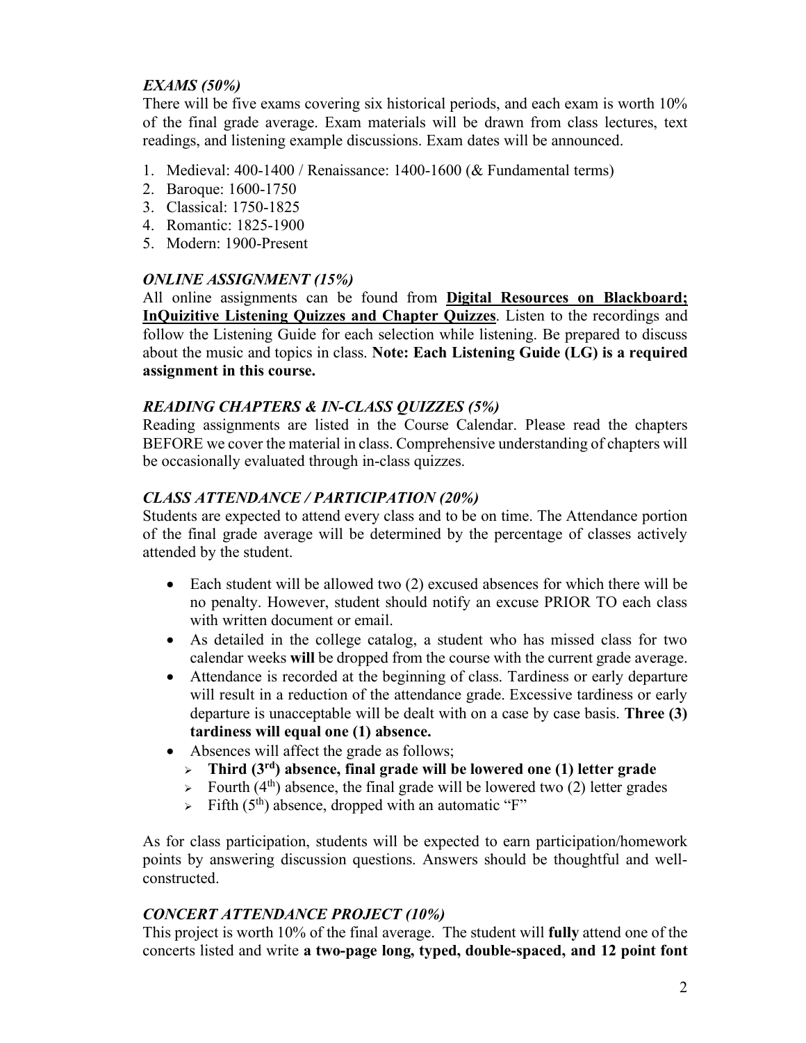### *EXAMS (50%)*

There will be five exams covering six historical periods, and each exam is worth 10% of the final grade average. Exam materials will be drawn from class lectures, text readings, and listening example discussions. Exam dates will be announced.

1. Medieval: 400-1400 / Renaissance: 1400-1600 (& Fundamental terms)
2. Baroque: 1600-1750
3. Classical: 1750-1825
4. Romantic: 1825-1900
5. Modern: 1900-Present

### *ONLINE ASSIGNMENT (15%)*

All online assignments can be found from **Digital Resources on Blackboard; InQuizitive Listening Quizzes and Chapter Quizzes**. Listen to the recordings and follow the Listening Guide for each selection while listening. Be prepared to discuss about the music and topics in class. **Note: Each Listening Guide (LG) is a required assignment in this course.**

### *READING CHAPTERS & IN-CLASS QUIZZES (5%)*

Reading assignments are listed in the Course Calendar. Please read the chapters BEFORE we cover the material in class. Comprehensive understanding of chapters will be occasionally evaluated through in-class quizzes.

### *CLASS ATTENDANCE / PARTICIPATION (20%)*

Students are expected to attend every class and to be on time. The Attendance portion of the final grade average will be determined by the percentage of classes actively attended by the student.

- Each student will be allowed two (2) excused absences for which there will be no penalty. However, student should notify an excuse PRIOR TO each class with written document or email.
- As detailed in the college catalog, a student who has missed class for two calendar weeks **will** be dropped from the course with the current grade average.
- Attendance is recorded at the beginning of class. Tardiness or early departure will result in a reduction of the attendance grade. Excessive tardiness or early departure is unacceptable will be dealt with on a case by case basis. **Three (3) tardiness will equal one (1) absence.**
- Absences will affect the grade as follows;
  - **Third (3rd) absence, final grade will be lowered one (1) letter grade**
  - Fourth (4th) absence, the final grade will be lowered two (2) letter grades
  - Fifth (5th) absence, dropped with an automatic "F"

As for class participation, students will be expected to earn participation/homework points by answering discussion questions. Answers should be thoughtful and well-constructed.

### *CONCERT ATTENDANCE PROJECT (10%)*

This project is worth 10% of the final average. The student will **fully** attend one of the concerts listed and write **a two-page long, typed, double-spaced, and 12 point font**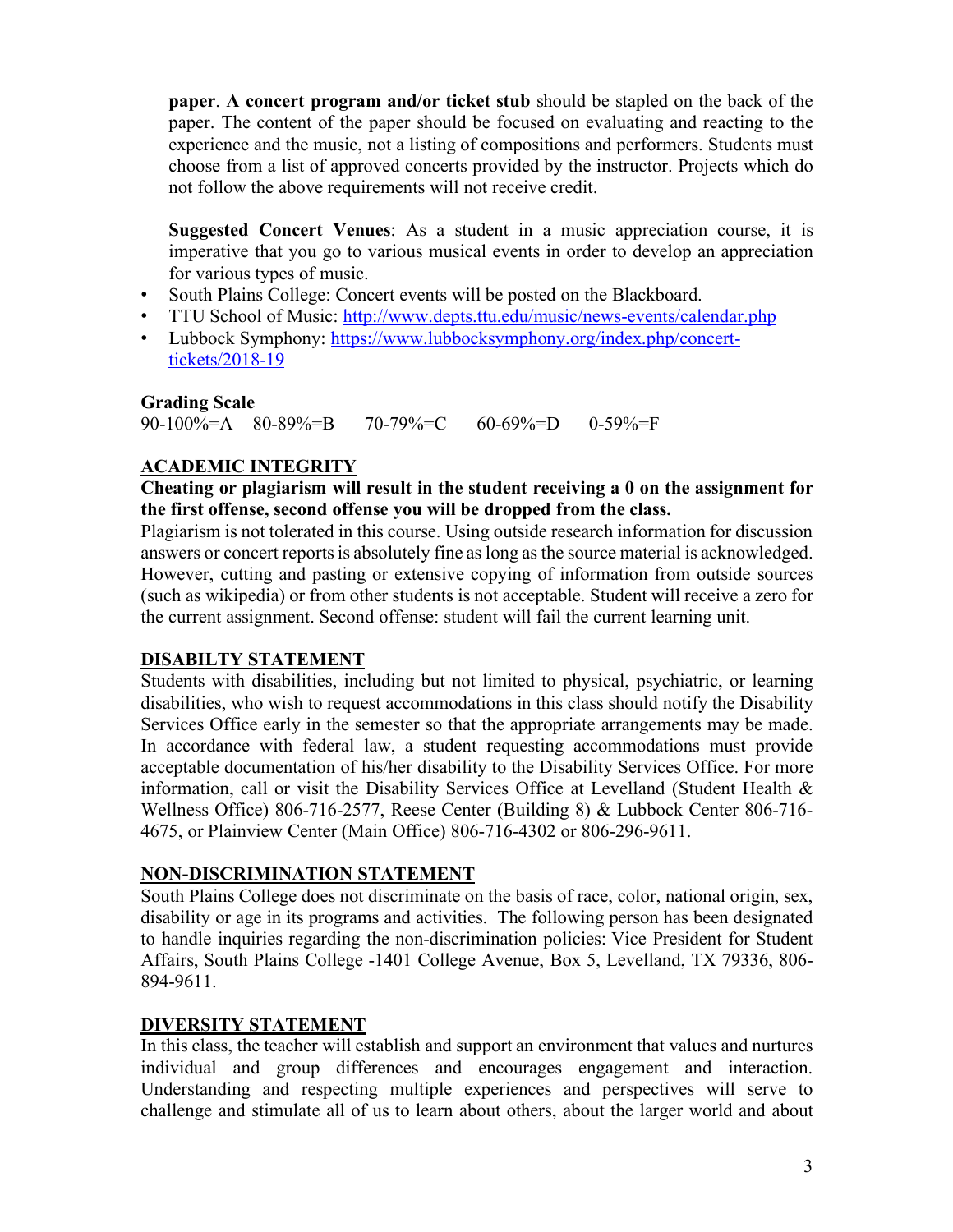**paper**. **A concert program and/or ticket stub** should be stapled on the back of the paper. The content of the paper should be focused on evaluating and reacting to the experience and the music, not a listing of compositions and performers. Students must choose from a list of approved concerts provided by the instructor. Projects which do not follow the above requirements will not receive credit.

**Suggested Concert Venues**: As a student in a music appreciation course, it is imperative that you go to various musical events in order to develop an appreciation for various types of music.

- South Plains College: Concert events will be posted on the Blackboard.
- TTU School of Music: http://www.depts.ttu.edu/music/news-events/calendar.php
- Lubbock Symphony: https://www.lubbocksymphony.org/index.php/concert-tickets/2018-19

**Grading Scale**

90-100%=A 80-89%=B 70-79%=C 60-69%=D 0-59%=F

## ACADEMIC INTEGRITY

**Cheating or plagiarism will result in the student receiving a 0 on the assignment for the first offense, second offense you will be dropped from the class.**

Plagiarism is not tolerated in this course. Using outside research information for discussion answers or concert reports is absolutely fine as long as the source material is acknowledged. However, cutting and pasting or extensive copying of information from outside sources (such as wikipedia) or from other students is not acceptable. Student will receive a zero for the current assignment. Second offense: student will fail the current learning unit.

## DISABILTY STATEMENT

Students with disabilities, including but not limited to physical, psychiatric, or learning disabilities, who wish to request accommodations in this class should notify the Disability Services Office early in the semester so that the appropriate arrangements may be made. In accordance with federal law, a student requesting accommodations must provide acceptable documentation of his/her disability to the Disability Services Office. For more information, call or visit the Disability Services Office at Levelland (Student Health & Wellness Office) 806-716-2577, Reese Center (Building 8) & Lubbock Center 806-716-4675, or Plainview Center (Main Office) 806-716-4302 or 806-296-9611.

## NON-DISCRIMINATION STATEMENT

South Plains College does not discriminate on the basis of race, color, national origin, sex, disability or age in its programs and activities. The following person has been designated to handle inquiries regarding the non-discrimination policies: Vice President for Student Affairs, South Plains College -1401 College Avenue, Box 5, Levelland, TX 79336, 806-894-9611.

## DIVERSITY STATEMENT

In this class, the teacher will establish and support an environment that values and nurtures individual and group differences and encourages engagement and interaction. Understanding and respecting multiple experiences and perspectives will serve to challenge and stimulate all of us to learn about others, about the larger world and about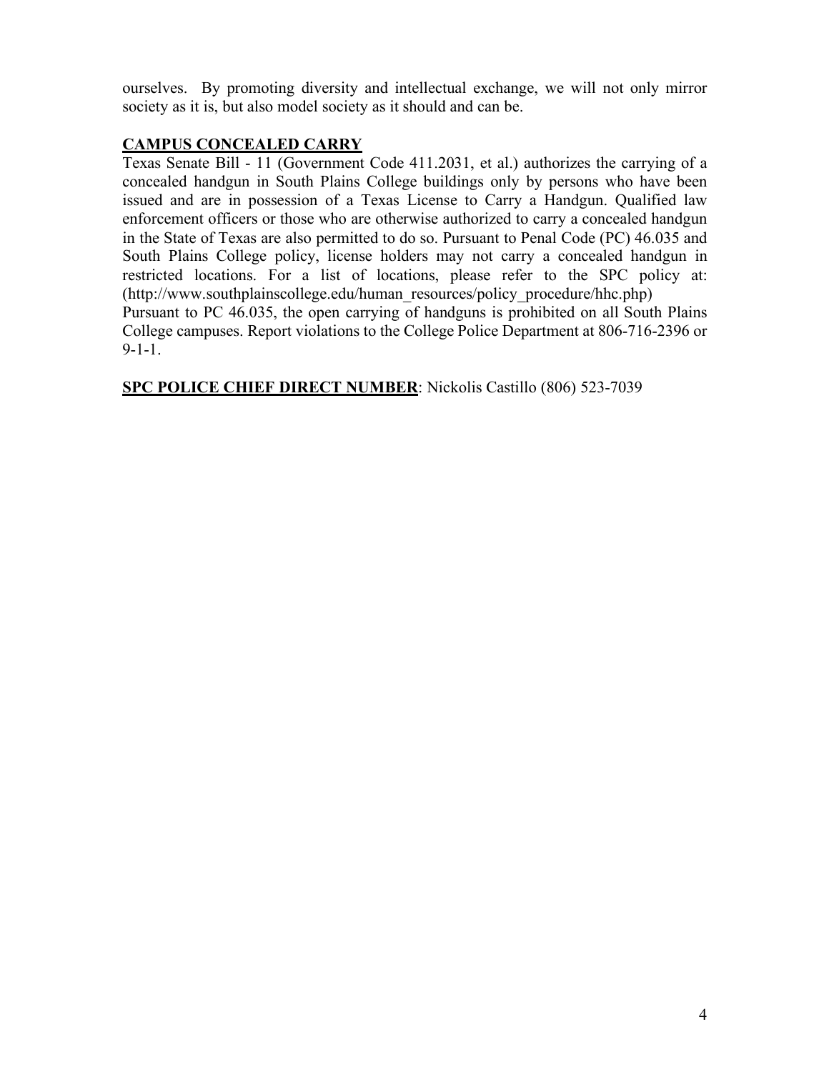ourselves. By promoting diversity and intellectual exchange, we will not only mirror society as it is, but also model society as it should and can be.

**CAMPUS CONCEALED CARRY**

Texas Senate Bill - 11 (Government Code 411.2031, et al.) authorizes the carrying of a concealed handgun in South Plains College buildings only by persons who have been issued and are in possession of a Texas License to Carry a Handgun. Qualified law enforcement officers or those who are otherwise authorized to carry a concealed handgun in the State of Texas are also permitted to do so. Pursuant to Penal Code (PC) 46.035 and South Plains College policy, license holders may not carry a concealed handgun in restricted locations. For a list of locations, please refer to the SPC policy at: (http://www.southplainscollege.edu/human_resources/policy_procedure/hhc.php)

Pursuant to PC 46.035, the open carrying of handguns is prohibited on all South Plains College campuses. Report violations to the College Police Department at 806-716-2396 or 9-1-1.

**SPC POLICE CHIEF DIRECT NUMBER**: Nickolis Castillo (806) 523-7039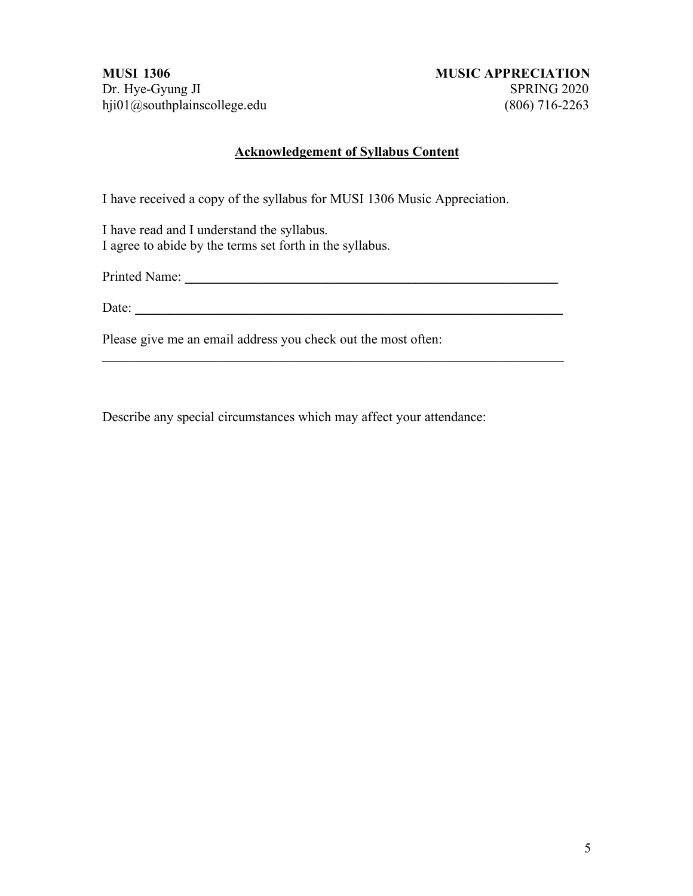**MUSI 1306** **MUSIC APPRECIATION**
Dr. Hye-Gyung JI SPRING 2020
hji01@southplainscollege.edu (806) 716-2263

## Acknowledgement of Syllabus Content

I have received a copy of the syllabus for MUSI 1306 Music Appreciation.

I have read and I understand the syllabus.
I agree to abide by the terms set forth in the syllabus.

Printed Name: ______________________________________________________

Date: ______________________________________________________________

Please give me an email address you check out the most often:
_____________________________________________________________________

Describe any special circumstances which may affect your attendance: